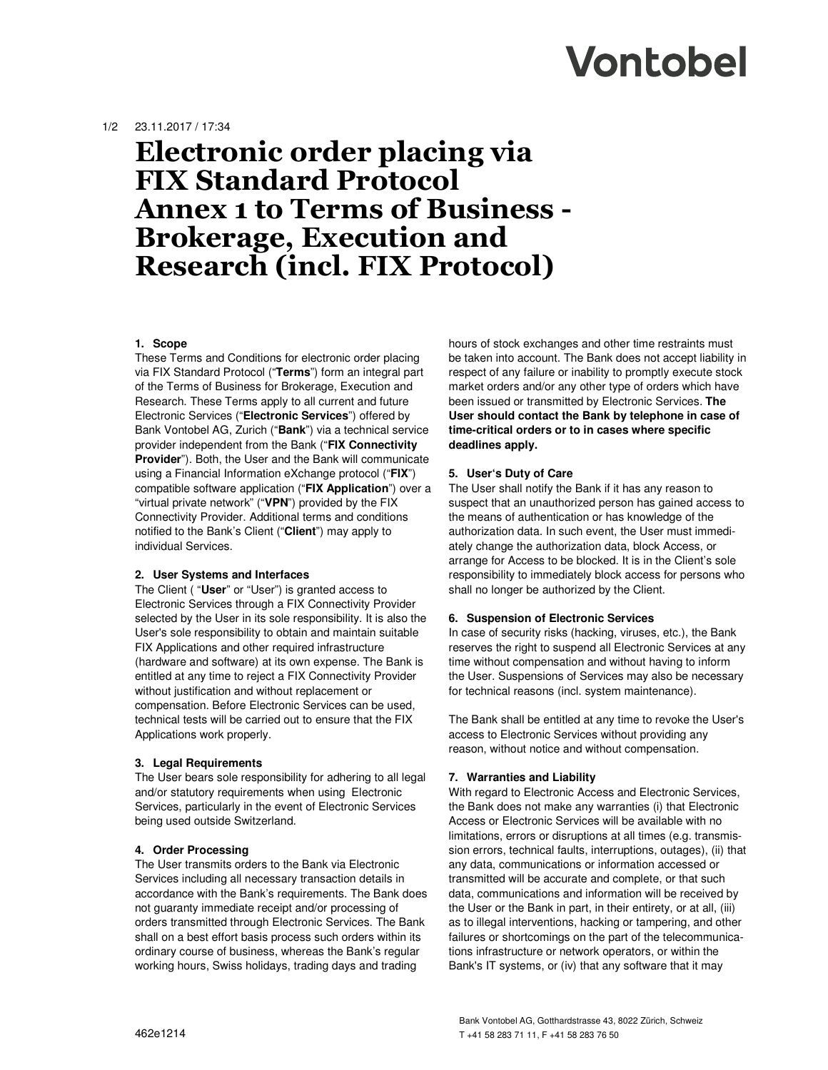23.11.2017 / 17:34

# Electronic order placing via FIX Standard Protocol Annex 1 to Terms of Business - Brokerage, Execution and Research (incl. FIX Protocol)

**1. Scope**

These Terms and Conditions for electronic order placing via FIX Standard Protocol ("**Terms**") form an integral part of the Terms of Business for Brokerage, Execution and Research. These Terms apply to all current and future Electronic Services ("**Electronic Services**") offered by Bank Vontobel AG, Zurich ("**Bank**") via a technical service provider independent from the Bank ("**FIX Connectivity Provider**"). Both, the User and the Bank will communicate using a Financial Information eXchange protocol ("**FIX**") compatible software application ("**FIX Application**") over a "virtual private network" ("**VPN**") provided by the FIX Connectivity Provider. Additional terms and conditions notified to the Bank's Client ("**Client**") may apply to individual Services.

**2. User Systems and Interfaces**

The Client ( "**User**" or "User") is granted access to Electronic Services through a FIX Connectivity Provider selected by the User in its sole responsibility. It is also the User's sole responsibility to obtain and maintain suitable FIX Applications and other required infrastructure (hardware and software) at its own expense. The Bank is entitled at any time to reject a FIX Connectivity Provider without justification and without replacement or compensation. Before Electronic Services can be used, technical tests will be carried out to ensure that the FIX Applications work properly.

**3. Legal Requirements**

The User bears sole responsibility for adhering to all legal and/or statutory requirements when using Electronic Services, particularly in the event of Electronic Services being used outside Switzerland.

**4. Order Processing**

The User transmits orders to the Bank via Electronic Services including all necessary transaction details in accordance with the Bank's requirements. The Bank does not guaranty immediate receipt and/or processing of orders transmitted through Electronic Services. The Bank shall on a best effort basis process such orders within its ordinary course of business, whereas the Bank's regular working hours, Swiss holidays, trading days and trading hours of stock exchanges and other time restraints must be taken into account. The Bank does not accept liability in respect of any failure or inability to promptly execute stock market orders and/or any other type of orders which have been issued or transmitted by Electronic Services. **The User should contact the Bank by telephone in case of time-critical orders or to in cases where specific deadlines apply.**

**5. User's Duty of Care**

The User shall notify the Bank if it has any reason to suspect that an unauthorized person has gained access to the means of authentication or has knowledge of the authorization data. In such event, the User must immediately change the authorization data, block Access, or arrange for Access to be blocked. It is in the Client's sole responsibility to immediately block access for persons who shall no longer be authorized by the Client.

**6. Suspension of Electronic Services**

In case of security risks (hacking, viruses, etc.), the Bank reserves the right to suspend all Electronic Services at any time without compensation and without having to inform the User. Suspensions of Services may also be necessary for technical reasons (incl. system maintenance).

The Bank shall be entitled at any time to revoke the User's access to Electronic Services without providing any reason, without notice and without compensation.

**7. Warranties and Liability**

With regard to Electronic Access and Electronic Services, the Bank does not make any warranties (i) that Electronic Access or Electronic Services will be available with no limitations, errors or disruptions at all times (e.g. transmission errors, technical faults, interruptions, outages), (ii) that any data, communications or information accessed or transmitted will be accurate and complete, or that such data, communications and information will be received by the User or the Bank in part, in their entirety, or at all, (iii) as to illegal interventions, hacking or tampering, and other failures or shortcomings on the part of the telecommunications infrastructure or network operators, or within the Bank's IT systems, or (iv) that any software that it may

Bank Vontobel AG, Gotthardstrasse 43, 8022 Zürich, Schweiz
T +41 58 283 71 11, F +41 58 283 76 50

462e1214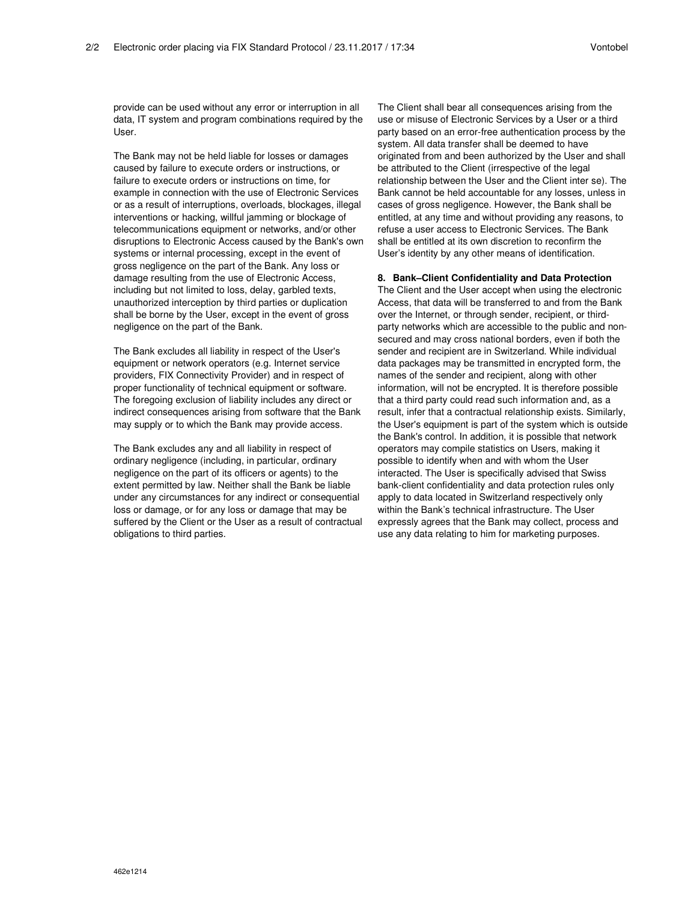provide can be used without any error or interruption in all data, IT system and program combinations required by the User.

The Bank may not be held liable for losses or damages caused by failure to execute orders or instructions, or failure to execute orders or instructions on time, for example in connection with the use of Electronic Services or as a result of interruptions, overloads, blockages, illegal interventions or hacking, willful jamming or blockage of telecommunications equipment or networks, and/or other disruptions to Electronic Access caused by the Bank's own systems or internal processing, except in the event of gross negligence on the part of the Bank. Any loss or damage resulting from the use of Electronic Access, including but not limited to loss, delay, garbled texts, unauthorized interception by third parties or duplication shall be borne by the User, except in the event of gross negligence on the part of the Bank.

The Bank excludes all liability in respect of the User's equipment or network operators (e.g. Internet service providers, FIX Connectivity Provider) and in respect of proper functionality of technical equipment or software. The foregoing exclusion of liability includes any direct or indirect consequences arising from software that the Bank may supply or to which the Bank may provide access.

The Bank excludes any and all liability in respect of ordinary negligence (including, in particular, ordinary negligence on the part of its officers or agents) to the extent permitted by law. Neither shall the Bank be liable under any circumstances for any indirect or consequential loss or damage, or for any loss or damage that may be suffered by the Client or the User as a result of contractual obligations to third parties.

The Client shall bear all consequences arising from the use or misuse of Electronic Services by a User or a third party based on an error-free authentication process by the system. All data transfer shall be deemed to have originated from and been authorized by the User and shall be attributed to the Client (irrespective of the legal relationship between the User and the Client inter se). The Bank cannot be held accountable for any losses, unless in cases of gross negligence. However, the Bank shall be entitled, at any time and without providing any reasons, to refuse a user access to Electronic Services. The Bank shall be entitled at its own discretion to reconfirm the User's identity by any other means of identification.

**8. Bank–Client Confidentiality and Data Protection**

The Client and the User accept when using the electronic Access, that data will be transferred to and from the Bank over the Internet, or through sender, recipient, or third-party networks which are accessible to the public and non-secured and may cross national borders, even if both the sender and recipient are in Switzerland. While individual data packages may be transmitted in encrypted form, the names of the sender and recipient, along with other information, will not be encrypted. It is therefore possible that a third party could read such information and, as a result, infer that a contractual relationship exists. Similarly, the User's equipment is part of the system which is outside the Bank's control. In addition, it is possible that network operators may compile statistics on Users, making it possible to identify when and with whom the User interacted. The User is specifically advised that Swiss bank-client confidentiality and data protection rules only apply to data located in Switzerland respectively only within the Bank's technical infrastructure. The User expressly agrees that the Bank may collect, process and use any data relating to him for marketing purposes.